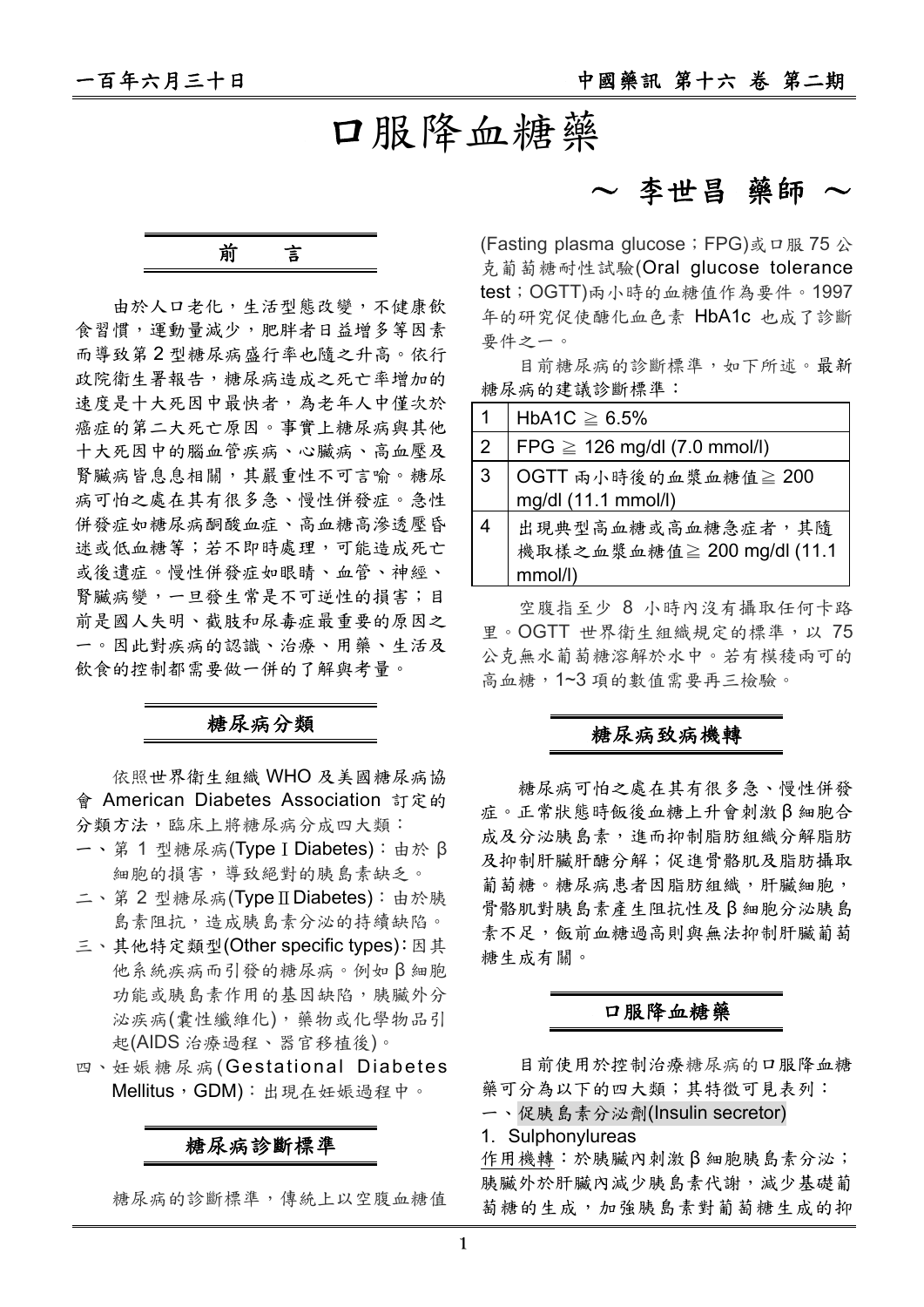# 口服降血糖藥

～ 李世昌 藥師 ～

## 前　　言

由於人口老化，生活型態改變，不健康飲食習慣，運動量減少，肥胖者日益增多等因素而導致第 2 型糖尿病盛行率也隨之升高。依行政院衛生署報告，糖尿病造成之死亡率增加的速度是十大死因中最快者，為老年人中僅次於癌症的第二大死亡原因。事實上糖尿病與其他十大死因中的腦血管疾病、心臟病、高血壓及腎臟病皆息息相關，其嚴重性不可言喻。糖尿病可怕之處在其有很多急、慢性併發症。急性併發症如糖尿病酮酸血症、高血糖高滲透壓昏迷或低血糖等；若不即時處理，可能造成死亡或後遺症。慢性併發症如眼睛、血管、神經、腎臟病變，一旦發生常是不可逆性的損害；目前是國人失明、截肢和尿毒症最重要的原因之一。因此對疾病的認識、治療、用藥、生活及飲食的控制都需要做一併的了解與考量。

## 糖尿病分類

依照世界衛生組織 WHO 及美國糖尿病協會 American Diabetes Association 訂定的分類方法，臨床上將糖尿病分成四大類：

一、第 1 型糖尿病(Type Ⅰ Diabetes)：由於 β 細胞的損害，導致絕對的胰島素缺乏。

二、第 2 型糖尿病(Type Ⅱ Diabetes)：由於胰島素阻抗，造成胰島素分泌的持續缺陷。

三、其他特定類型(Other specific types)：因其他系統疾病而引發的糖尿病。例如 β 細胞功能或胰島素作用的基因缺陷，胰臟外分泌疾病(囊性纖維化)，藥物或化學物品引起(AIDS 治療過程、器官移植後)。

四、妊娠糖尿病(Gestational Diabetes Mellitus，GDM)：出現在妊娠過程中。

## 糖尿病診斷標準

糖尿病的診斷標準，傳統上以空腹血糖值(Fasting plasma glucose；FPG)或口服 75 公克葡萄糖耐性試驗(Oral glucose tolerance test；OGTT)兩小時的血糖值作為要件。1997 年的研究促使醣化血色素 HbA1c 也成了診斷要件之一。

目前糖尿病的診斷標準，如下所述。最新糖尿病的建議診斷標準：

| | |
|---|---|
| 1 | HbA1C ≧ 6.5% |
| 2 | FPG ≧ 126 mg/dl (7.0 mmol/l) |
| 3 | OGTT 兩小時後的血漿血糖值≧ 200 mg/dl (11.1 mmol/l) |
| 4 | 出現典型高血糖或高血糖急症者，其隨機取樣之血漿血糖值≧ 200 mg/dl (11.1 mmol/l) |

空腹指至少 8 小時內沒有攝取任何卡路里。OGTT 世界衛生組織規定的標準，以 75 公克無水葡萄糖溶解於水中。若有模稜兩可的高血糖，1~3 項的數值需要再三檢驗。

## 糖尿病致病機轉

糖尿病可怕之處在其有很多急、慢性併發症。正常狀態時飯後血糖上升會刺激 β 細胞合成及分泌胰島素，進而抑制脂肪組織分解脂肪及抑制肝臟肝醣分解；促進骨骼肌及脂肪攝取葡萄糖。糖尿病患者因脂肪組織，肝臟細胞，骨骼肌對胰島素產生阻抗性及 β 細胞分泌胰島素不足，飯前血糖過高則與無法抑制肝臟葡萄糖生成有關。

## 口服降血糖藥

目前使用於控制治療糖尿病的口服降血糖藥可分為以下的四大類；其特徵可見表列：

一、促胰島素分泌劑(Insulin secretor)

1. Sulphonylureas

作用機轉：於胰臟內刺激 β 細胞胰島素分泌；胰臟外於肝臟內減少胰島素代謝，減少基礎葡萄糖的生成，加強胰島素對葡萄糖生成的抑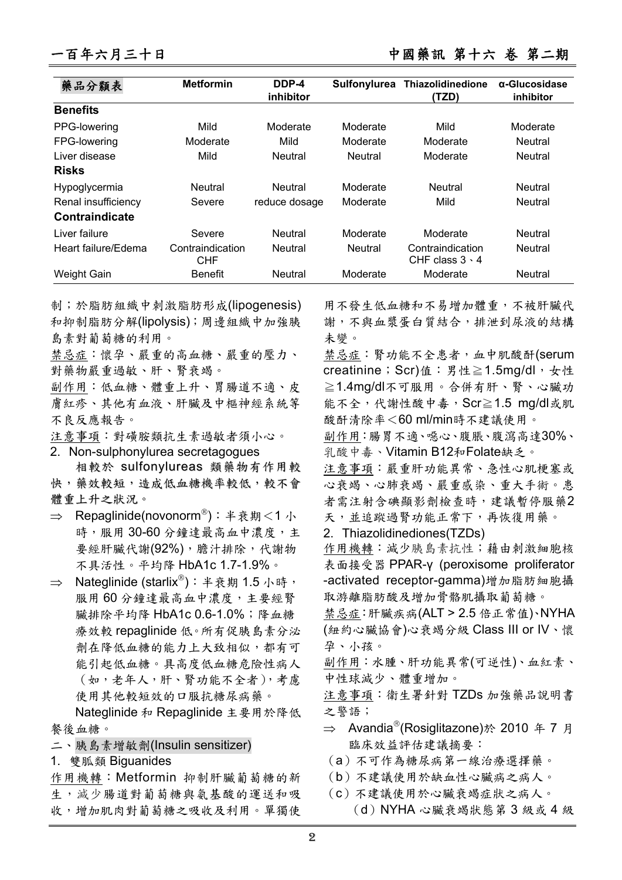| 藥品分類表 | Metformin | DDP-4 inhibitor | Sulfonylurea | Thiazolidinedione (TZD) | α-Glucosidase inhibitor |
|---|---|---|---|---|---|
| **Benefits** | | | | | |
| PPG-lowering | Mild | Moderate | Moderate | Mild | Moderate |
| FPG-lowering | Moderate | Mild | Moderate | Moderate | Neutral |
| Liver disease | Mild | Neutral | Neutral | Moderate | Neutral |
| **Risks** | | | | | |
| Hypoglycermia | Neutral | Neutral | Moderate | Neutral | Neutral |
| Renal insufficiency | Severe | reduce dosage | Moderate | Mild | Neutral |
| **Contraindicate** | | | | | |
| Liver failure | Severe | Neutral | Moderate | Moderate | Neutral |
| Heart failure/Edema | Contraindication CHF | Neutral | Neutral | Contraindication CHF class 3、4 | Neutral |
| Weight Gain | Benefit | Neutral | Moderate | Moderate | Neutral |

制；於脂肪組織中刺激脂肪形成(lipogenesis)和抑制脂肪分解(lipolysis)；周邊組織中加強胰島素對葡萄糖的利用。

禁忌症：懷孕、嚴重的高血糖、嚴重的壓力、對藥物嚴重過敏、肝、腎衰竭。

副作用：低血糖、體重上升、胃腸道不適、皮膚紅疹、其他有血液、肝臟及中樞神經系統等不良反應報告。

注意事項：對磺胺類抗生素過敏者須小心。

2. Non-sulphonylurea secretagogues

相較於 sulfonylureas 類藥物有作用較快，藥效較短，造成低血糖機率較低，較不會體重上升之狀況。

⇒ Repaglinide(novonorm®)：半衰期<1 小時，服用 30-60 分鐘達最高血中濃度，主要經肝臟代謝(92%)，膽汁排除，代謝物不具活性。平均降 HbA1c 1.7-1.9%。

⇒ Nateglinide (starlix®)：半衰期 1.5 小時，服用 60 分鐘達最高血中濃度，主要經腎臟排除平均降 HbA1c 0.6-1.0%；降血糖療效較 repaglinide 低。所有促胰島素分泌劑在降低血糖的能力上大致相似，都有可能引起低血糖。具高度低血糖危險性病人（如，老年人，肝、腎功能不全者），考慮使用其他較短效的口服抗糖尿病藥。

Nateglinide 和 Repaglinide 主要用於降低餐後血糖。

二、胰島素增敏劑(Insulin sensitizer)

1. 雙胍類 Biguanides

作用機轉：Metformin 抑制肝臟葡萄糖的新生，減少腸道對葡萄糖與氨基酸的運送和吸收，增加肌肉對葡萄糖之吸收及利用。單獨使用不發生低血糖和不易增加體重，不被肝臟代謝，不與血漿蛋白質結合，排泄到尿液的結構未變。

禁忌症：腎功能不全患者，血中肌酸酐(serum creatinine；Scr)值：男性≧1.5mg/dl，女性≧1.4mg/dl不可服用。合併有肝、腎、心臟功能不全，代謝性酸中毒，Scr≧1.5 mg/dl或肌酸酐清除率<60 ml/min時不建議使用。

副作用：腸胃不適、噁心、腹脹、腹瀉高達30%、乳酸中毒、Vitamin B12和Folate缺乏。

注意事項：嚴重肝功能異常、急性心肌梗塞或心衰竭、心肺衰竭、嚴重感染、重大手術。患者需注射含碘顯影劑檢查時，建議暫停服藥2天，並追蹤過腎功能正常下，再恢復用藥。

2. Thiazolidinediones(TZDs)

作用機轉：減少胰島素抗性；藉由刺激細胞核表面接受器 PPAR-γ (peroxisome proliferator -activated receptor-gamma)增加脂肪細胞攝取游離脂肪酸及增加骨骼肌攝取葡萄糖。

禁忌症：肝臟疾病(ALT > 2.5 倍正常值)、NYHA (紐約心臟協會)心衰竭分級 Class III or IV、懷孕、小孩。

副作用：水腫、肝功能異常(可逆性)、血紅素、中性球減少、體重增加。

注意事項：衛生署針對 TZDs 加強藥品說明書之警語；

⇒ Avandia®(Rosiglitazone)於 2010 年 7 月臨床效益評估建議摘要：

（a）不可作為糖尿病第一線治療選擇藥。

（b）不建議使用於缺血性心臟病之病人。

（c）不建議使用於心臟衰竭症狀之病人。

（d）NYHA 心臟衰竭狀態第 3 級或 4 級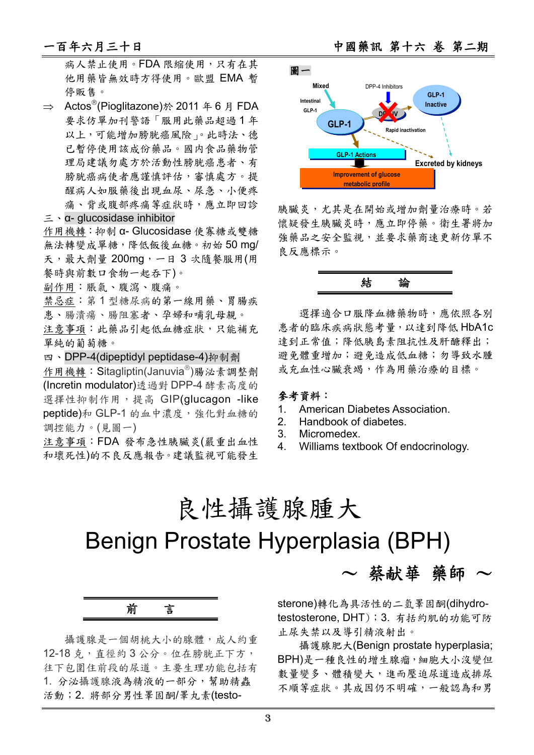病人禁止使用。FDA 限縮使用，只有在其他用藥皆無效時方得使用。歐盟 EMA 暫停販售。

⇒ Actos®(Pioglitazone)於 2011 年 6 月 FDA 要求仿單加刊警語「服用此藥品超過 1 年以上，可能增加膀胱癌風險」。此時法、德已暫停使用該成份藥品。國內食品藥物管理局建議勿處方於活動性膀胱癌患者、有膀胱癌病史者應謹慎評估，審慎處方。提醒病人如服藥後出現血尿、尿急、小便疼痛、背或腹部疼痛等症狀時，應立即回診

三、α- glucosidase inhibitor

作用機轉：抑制 α- Glucosidase 使寡糖或雙糖無法轉變成單糖，降低飯後血糖。初始 50 mg/天，最大劑量 200mg，一日 3 次隨餐服用(用餐時與前數口食物一起吞下)。

副作用：脹氣、腹瀉、腹痛。

禁忌症：第 1 型糖尿病的第一線用藥、胃腸疾患、腸潰瘍、腸阻塞者、孕婦和哺乳母親。

注意事項：此藥品引起低血糖症狀，只能補充單純的葡萄糖。

四、DPP-4(dipeptidyl peptidase-4)抑制劑

作用機轉：Sitagliptin(Januvia®)腸泌素調整劑(Incretin modulator)透過對 DPP-4 酵素高度的選擇性抑制作用，提高 GIP(glucagon -like peptide)和 GLP-1 的血中濃度，強化對血糖的調控能力。(見圖一)

注意事項：FDA 發布急性胰臟炎(嚴重出血性和壞死性)的不良反應報告。建議監視可能發生胰臟炎，尤其是在開始或增加劑量治療時。若懷疑發生胰臟炎時，應立即停藥。衛生署將加強藥品之安全監視，並要求藥商速更新仿單不良反應標示。

圖一

## 結　　論

選擇適合口服降血糖藥物時，應依照各別患者的臨床疾病狀態考量，以達到降低 HbA1c 達到正常值；降低胰島素阻抗性及肝醣釋出；避免體重增加；避免造成低血糖；勿導致水腫或充血性心臟衰竭，作為用藥治療的目標。

**參考資料：**

1. American Diabetes Association.
2. Handbook of diabetes.
3. Micromedex.
4. Williams textbook Of endocrinology.

# 良性攝護腺腫大
# Benign Prostate Hyperplasia (BPH)

～ 蔡献華 藥師 ～

## 前　　言

攝護腺是一個胡桃大小的腺體，成人約重 12-18 克，直徑約 3 公分。位在膀胱正下方，往下包圍住前段的尿道。主要生理功能包括有 1. 分泌攝護腺液為精液的一部分，幫助精蟲活動；2. 將部分男性睪固酮/睪丸素(testosterone)轉化為具活性的二氫睪固酮(dihydrotestosterone, DHT)；3. 有括約肌的功能可防止尿失禁以及導引精液射出。

攝護腺肥大(Benign prostate hyperplasia; BPH)是一種良性的增生腺瘤，細胞大小沒變但數量變多、體積變大，進而壓迫尿道造成排尿不順等症狀。其成因仍不明確，一般認為和男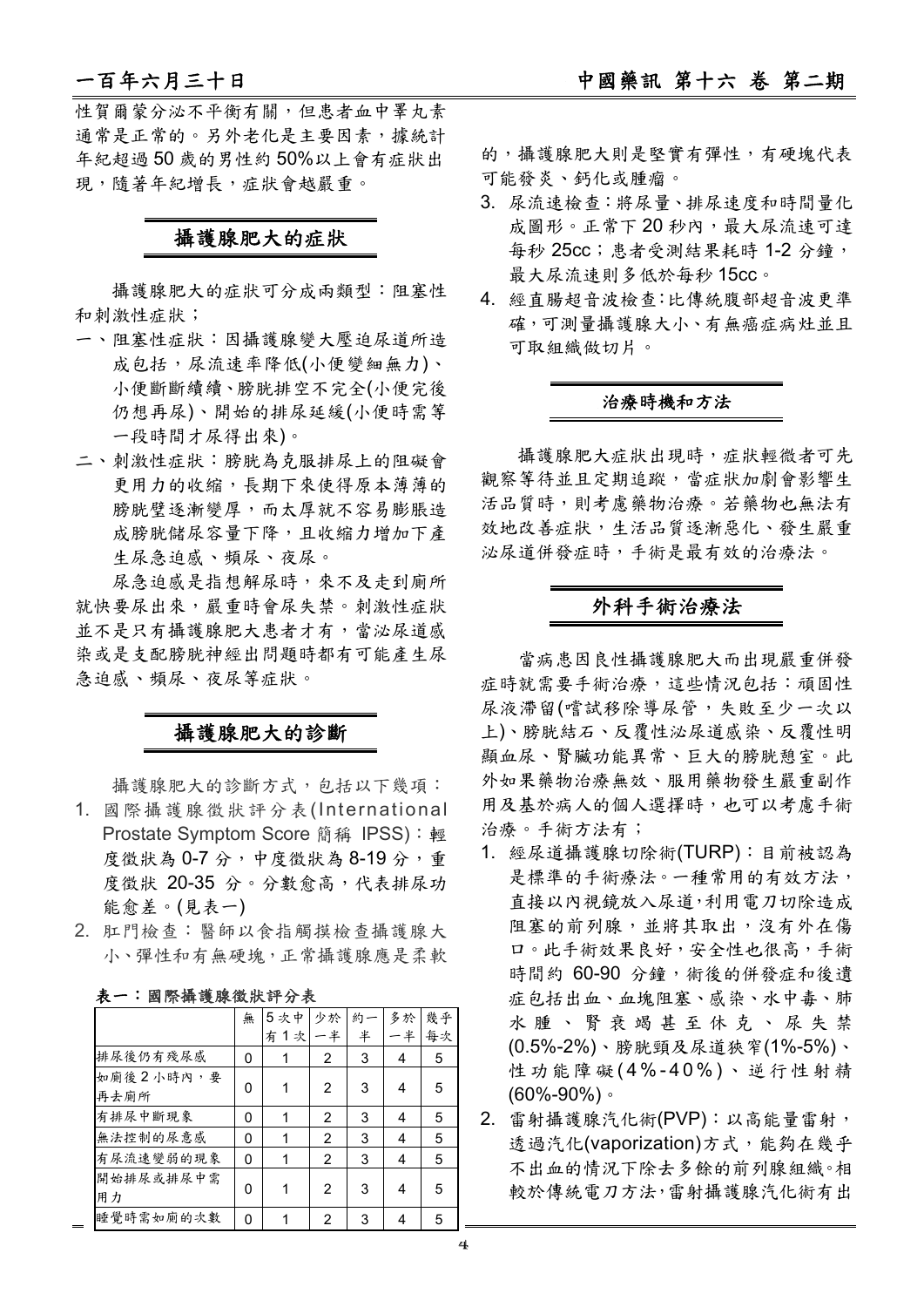性賀爾蒙分泌不平衡有關，但患者血中睪丸素通常是正常的。另外老化是主要因素，據統計年紀超過 50 歲的男性約 50%以上會有症狀出現，隨著年紀增長，症狀會越嚴重。

## 攝護腺肥大的症狀

攝護腺肥大的症狀可分成兩類型：阻塞性和刺激性症狀；

一、阻塞性症狀：因攝護腺變大壓迫尿道所造成包括，尿流速率降低(小便變細無力)、小便斷斷續續、膀胱排空不完全(小便完後仍想再尿)、開始的排尿延緩(小便時需等一段時間才尿得出來)。

二、刺激性症狀：膀胱為克服排尿上的阻礙會更用力的收縮，長期下來使得原本薄薄的膀胱壁逐漸變厚，而太厚就不容易膨脹造成膀胱儲尿容量下降，且收縮力增加下產生尿急迫感、頻尿、夜尿。

尿急迫感是指想解尿時，來不及走到廁所就快要尿出來，嚴重時會尿失禁。刺激性症狀並不是只有攝護腺肥大患者才有，當泌尿道感染或是支配膀胱神經出問題時都有可能產生尿急迫感、頻尿、夜尿等症狀。

## 攝護腺肥大的診斷

攝護腺肥大的診斷方式，包括以下幾項：

1. 國際攝護腺徵狀評分表(International Prostate Symptom Score 簡稱 IPSS)：輕度徵狀為 0-7 分，中度徵狀為 8-19 分，重度徵狀 20-35 分。分數愈高，代表排尿功能愈差。(見表一)
2. 肛門檢查：醫師以食指觸摸檢查攝護腺大小、彈性和有無硬塊，正常攝護腺應是柔軟的，攝護腺肥大則是堅實有彈性，有硬塊代表可能發炎、鈣化或腫瘤。
3. 尿流速檢查：將尿量、排尿速度和時間量化成圖形。正常下 20 秒內，最大尿流速可達每秒 25cc；患者受測結果耗時 1-2 分鐘，最大尿流速則多低於每秒 15cc。
4. 經直腸超音波檢查:比傳統腹部超音波更準確，可測量攝護腺大小、有無癌症病灶並且可取組織做切片。

**表一：國際攝護腺徵狀評分表**

| | 無 | 5次中有1次 | 少於一半 | 約一半 | 多於一半 | 幾乎每次 |
|---|---|---|---|---|---|---|
| 排尿後仍有殘尿感 | 0 | 1 | 2 | 3 | 4 | 5 |
| 如廁後2小時內，要再去廁所 | 0 | 1 | 2 | 3 | 4 | 5 |
| 有排尿中斷現象 | 0 | 1 | 2 | 3 | 4 | 5 |
| 無法控制的尿意感 | 0 | 1 | 2 | 3 | 4 | 5 |
| 有尿流速變弱的現象 | 0 | 1 | 2 | 3 | 4 | 5 |
| 開始排尿或排尿中需用力 | 0 | 1 | 2 | 3 | 4 | 5 |
| 睡覺時需如廁的次數 | 0 | 1 | 2 | 3 | 4 | 5 |

## 治療時機和方法

攝護腺肥大症狀出現時，症狀輕微者可先觀察等待並且定期追蹤，當症狀加劇會影響生活品質時，則考慮藥物治療。若藥物也無法有效地改善症狀，生活品質逐漸惡化、發生嚴重泌尿道併發症時，手術是最有效的治療法。

## 外科手術治療法

當病患因良性攝護腺肥大而出現嚴重併發症時就需要手術治療，這些情況包括：頑固性尿液滯留(嚐試移除導尿管，失敗至少一次以上)、膀胱結石、反覆性泌尿道感染、反覆性明顯血尿、腎臟功能異常、巨大的膀胱憩室。此外如果藥物治療無效、服用藥物發生嚴重副作用及基於病人的個人選擇時，也可以考慮手術治療。手術方法有；

1. 經尿道攝護腺切除術(TURP)：目前被認為是標準的手術療法。一種常用的有效方法，直接以內視鏡放入尿道,利用電刀切除造成阻塞的前列腺，並將其取出，沒有外在傷口。此手術效果良好，安全性也很高，手術時間約 60-90 分鐘，術後的併發症和後遺症包括出血、血塊阻塞、感染、水中毒、肺水腫、腎衰竭甚至休克、尿失禁(0.5%-2%)、膀胱頸及尿道狹窄(1%-5%)、性功能障礙(4%-40%)、逆行性射精(60%-90%)。
2. 雷射攝護腺汽化術(PVP)：以高能量雷射，透過汽化(vaporization)方式，能夠在幾乎不出血的情況下除去多餘的前列腺組織。相較於傳統電刀方法,雷射攝護腺汽化術有出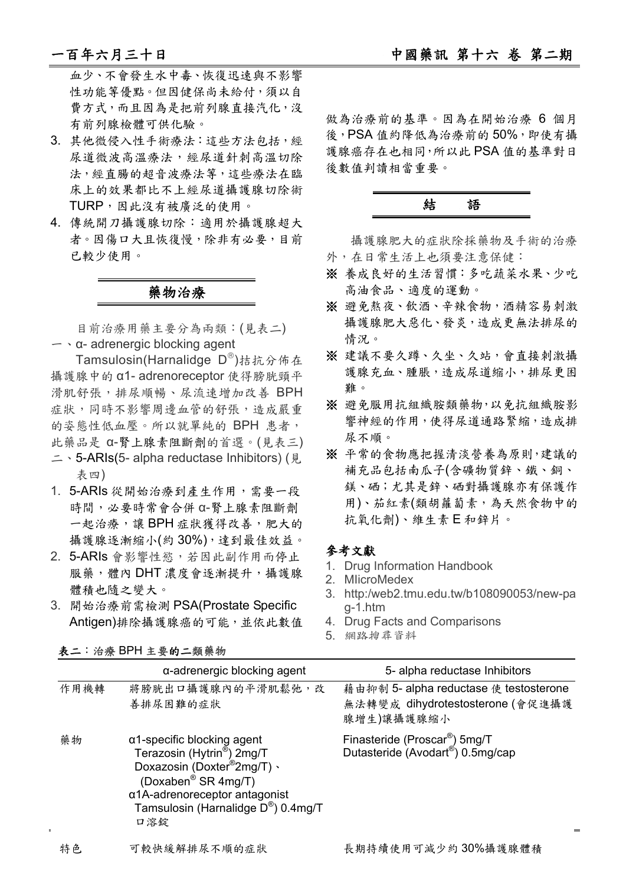血少、不會發生水中毒、恢復迅速與不影響性功能等優點。但因健保尚未給付，須以自費方式，而且因為是把前列腺直接汽化，沒有前列腺檢體可供化驗。

3. 其他微侵入性手術療法：這些方法包括，經尿道微波高溫療法，經尿道針刺高溫切除法，經直腸的超音波療法等，這些療法在臨床上的效果都比不上經尿道攝護腺切除術 TURP，因此沒有被廣泛的使用。
4. 傳統開刀攝護腺切除：適用於攝護腺超大者。因傷口大且恢復慢，除非有必要，目前已較少使用。

## 藥物治療

目前治療用藥主要分為兩類：(見表二)

一、α- adrenergic blocking agent

Tamsulosin(Harnalidge D®)拮抗分佈在攝護腺中的 α1- adrenoreceptor 使得膀胱頸平滑肌舒張，排尿順暢、尿流速增加改善 BPH 症狀，同時不影響周邊血管的舒張，造成嚴重的姿態性低血壓。所以就單純的 BPH 患者，此藥品是 α-腎上腺素阻斷劑的首選。(見表三)

二、5-ARIs(5- alpha reductase Inhibitors) (見表四)

1. 5-ARIs 從開始治療到產生作用，需要一段時間，必要時常會合併 α-腎上腺素阻斷劑一起治療，讓 BPH 症狀獲得改善，肥大的攝護腺逐漸縮小(約 30%)，達到最佳效益。
2. 5-ARIs 會影響性慾，若因此副作用而停止服藥，體內 DHT 濃度會逐漸提升，攝護腺體積也隨之變大。
3. 開始治療前需檢測 PSA(Prostate Specific Antigen)排除攝護腺癌的可能，並依此數值做為治療前的基準。因為在開始治療 6 個月後，PSA 值約降低為治療前的 50%，即使有攝護腺癌存在也相同，所以此 PSA 值的基準對日後數值判讀相當重要。

## 結　　語

攝護腺肥大的症狀除採藥物及手術的治療外，在日常生活上也須要注意保健：

※ 養成良好的生活習慣：多吃蔬菜水果、少吃高油食品、適度的運動。

※ 避免熬夜、飲酒、辛辣食物，酒精容易刺激攝護腺肥大惡化、發炎，造成更無法排尿的情況。

※ 建議不要久蹲、久坐、久站，會直接刺激攝護腺充血、腫脹，造成尿道縮小，排尿更困難。

※ 避免服用抗組織胺類藥物，以免抗組織胺影響神經的作用，使得尿道通路緊縮，造成排尿不順。

※ 平常的食物應把握清淡營養為原則，建議的補充品包括南瓜子(含礦物質鋅、鐵、銅、鎂、硒；尤其是鋅、硒對攝護腺亦有保護作用)、茄紅素(類胡蘿蔔素，為天然食物中的抗氧化劑)、維生素 E 和鋅片。

**參考文獻**

1. Drug Information Handbook
2. MIicroMedex
3. http:/web2.tmu.edu.tw/b108090053/new-pag-1.htm
4. Drug Facts and Comparisons
5. 網路搜尋資料

**表二：治療 BPH 主要的二類藥物**

| | α-adrenergic blocking agent | 5- alpha reductase Inhibitors |
|---|---|---|
| 作用機轉 | 將膀胱出口攝護腺內的平滑肌鬆弛，改善排尿困難的症狀 | 藉由抑制 5- alpha reductase 使 testosterone 無法轉變成 dihydrotestosterone (會促進攝護腺增生)讓攝護腺縮小 |
| 藥物 | α1-specific blocking agent<br>Terazosin (Hytrin®) 2mg/T<br>Doxazosin (Doxter®2mg/T)、(Doxaben® SR 4mg/T)<br>α1A-adrenoreceptor antagonist<br>Tamsulosin (Harnalidge D®) 0.4mg/T 口溶錠 | Finasteride (Proscar®) 5mg/T<br>Dutasteride (Avodart®) 0.5mg/cap |
| 特色 | 可較快緩解排尿不順的症狀 | 長期持續使用可減少約 30%攝護腺體積 |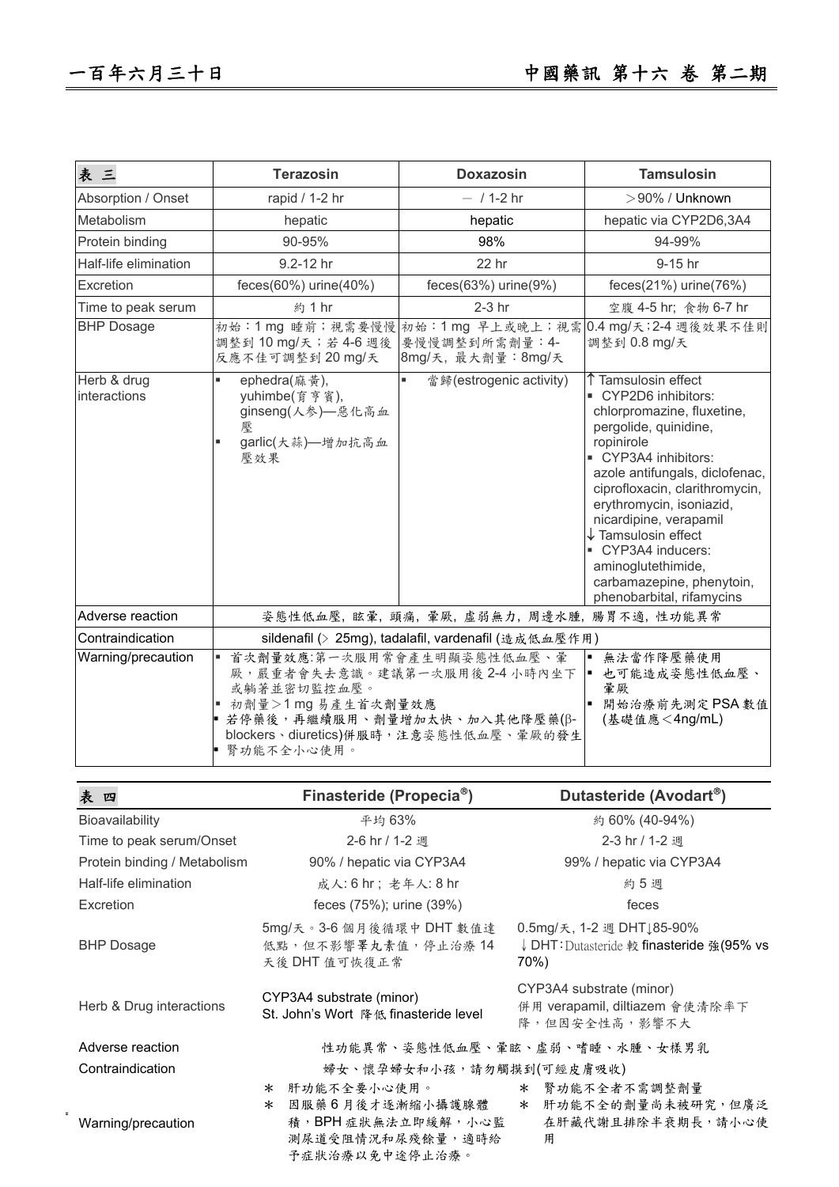| 表 三 | Terazosin | Doxazosin | Tamsulosin |
|---|---|---|---|
| Absorption / Onset | rapid / 1-2 hr | － / 1-2 hr | ＞90% / Unknown |
| Metabolism | hepatic | hepatic | hepatic via CYP2D6,3A4 |
| Protein binding | 90-95% | 98% | 94-99% |
| Half-life elimination | 9.2-12 hr | 22 hr | 9-15 hr |
| Excretion | feces(60%) urine(40%) | feces(63%) urine(9%) | feces(21%) urine(76%) |
| Time to peak serum | 約 1 hr | 2-3 hr | 空腹 4-5 hr; 食物 6-7 hr |
| BHP Dosage | 初始：1 mg 睡前；視需要慢慢調整到 10 mg/天；若 4-6 週後反應不佳可調整到 20 mg/天 | 初始：1 mg 早上或晚上；視需要慢慢調整到所需劑量：4-8mg/天，最大劑量：8mg/天 | 0.4 mg/天；2-4 週後效果不佳則調整到 0.8 mg/天 |
| Herb & drug interactions | ▪ ephedra(麻黃), yuhimbe(育亨賓), ginseng(人參)—惡化高血壓<br>▪ garlic(大蒜)—增加抗高血壓效果 | ▪ 當歸(estrogenic activity) | ↑Tamsulosin effect<br>▪ CYP2D6 inhibitors: chlorpromazine, fluxetine, pergolide, quinidine, ropinirole<br>▪ CYP3A4 inhibitors: azole antifungals, diclofenac, ciprofloxacin, clarithromycin, erythromycin, isoniazid, nicardipine, verapamil<br>↓Tamsulosin effect<br>▪ CYP3A4 inducers: aminoglutethimide, carbamazepine, phenytoin, phenobarbital, rifamycins |
| Adverse reaction | 姿態性低血壓, 眩暈, 頭痛, 暈厥, 虛弱無力, 周邊水腫, 腸胃不適, 性功能異常 | | |
| Contraindication | sildenafil (> 25mg), tadalafil, vardenafil (造成低血壓作用) | | |
| Warning/precaution | ▪ 首次劑量效應:第一次服用常會產生明顯姿態性低血壓、暈厥，嚴重者會失去意識。建議第一次服用後 2-4 小時內坐下或躺著並密切監控血壓。<br>▪ 初劑量＞1 mg 易產生首次劑量效應<br>▪ 若停藥後，再繼續服用、劑量增加太快、加入其他降壓藥(β-blockers、diuretics)併服時，注意姿態性低血壓、暈厥的發生<br>▪ 腎功能不全小心使用。 | | ▪ 無法當作降壓藥使用<br>▪ 也可能造成姿態性低血壓、暈厥<br>▪ 開始治療前先測定 PSA 數值(基礎值應＜4ng/mL) |

| 表 四 | Finasteride (Propecia®) | Dutasteride (Avodart®) |
|---|---|---|
| Bioavailability | 平均 63% | 約 60% (40-94%) |
| Time to peak serum/Onset | 2-6 hr / 1-2 週 | 2-3 hr / 1-2 週 |
| Protein binding / Metabolism | 90% / hepatic via CYP3A4 | 99% / hepatic via CYP3A4 |
| Half-life elimination | 成人: 6 hr；老年人: 8 hr | 約 5 週 |
| Excretion | feces (75%); urine (39%) | feces |
| BHP Dosage | 5mg/天。3-6 個月後循環中 DHT 數值達低點，但不影響睪丸素值，停止治療 14 天後 DHT 值可恢復正常 | 0.5mg/天, 1-2 週 DHT↓85-90%<br>↓DHT：Dutasteride 較 finasteride 強(95% vs 70%) |
| Herb & Drug interactions | CYP3A4 substrate (minor)<br>St. John's Wort 降低 finasteride level | CYP3A4 substrate (minor)<br>併用 verapamil, diltiazem 會使清除率下降，但因安全性高，影響不大 |
| Adverse reaction | 性功能異常、姿態性低血壓、暈眩、虛弱、嗜睡、水腫、女樣男乳 | |
| Contraindication | 婦女、懷孕婦女和小孩，請勿觸摸到(可經皮膚吸收) | |
| Warning/precaution | * 肝功能不全要小心使用。<br>* 因服藥 6 月後才逐漸縮小攝護腺體積，BPH 症狀無法立即緩解，小心監測尿道受阻情況和尿殘餘量，適時給予症狀治療以免中途停止治療。 | * 腎功能不全者不需調整劑量<br>* 肝功能不全的劑量尚未被研究，但廣泛在肝藏代謝且排除半衰期長，請小心使用 |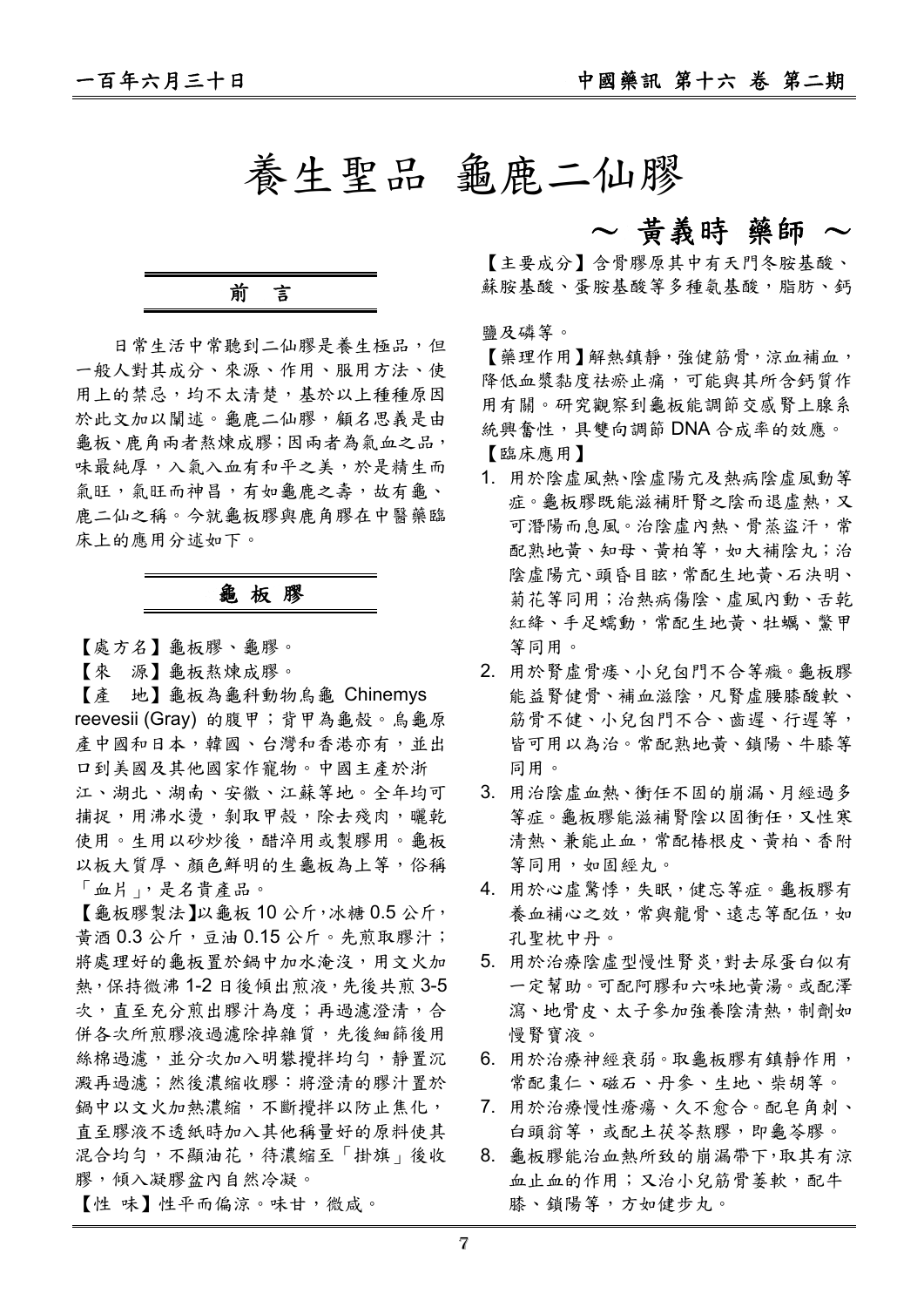# 養生聖品 龜鹿二仙膠

**～ 黃義時 藥師 ～**

## 前 言

日常生活中常聽到二仙膠是養生極品，但一般人對其成分、來源、作用、服用方法、使用上的禁忌，均不太清楚，基於以上種種原因於此文加以闡述。龜鹿二仙膠，顧名思義是由龜板、鹿角兩者熬煉成膠；因兩者為氣血之品，味最純厚，入氣入血有和平之美，於是精生而氣旺，氣旺而神昌，有如龜鹿之壽，故有龜、鹿二仙之稱。今就龜板膠與鹿角膠在中醫藥臨床上的應用分述如下。

## 龜 板 膠

【處方名】龜板膠、龜膠。

【來　源】龜板熬煉成膠。

【產　地】龜板為龜科動物烏龜 Chinemys reevesii (Gray) 的腹甲；背甲為龜殼。烏龜原產中國和日本，韓國、台灣和香港亦有，並出口到美國及其他國家作寵物。中國主產於浙江、湖北、湖南、安徽、江蘇等地。全年均可捕捉，用沸水燙，剝取甲殼，除去殘肉，曬乾使用。生用以砂炒後，醋淬用或製膠用。龜板以板大質厚、顏色鮮明的生龜板為上等，俗稱「血片」，是名貴產品。

【龜板膠製法】以龜板 10 公斤，冰糖 0.5 公斤，黃酒 0.3 公斤，豆油 0.15 公斤。先煎取膠汁；將處理好的龜板置於鍋中加水淹沒，用文火加熱，保持微沸 1-2 日後傾出煎液，先後共煎 3-5 次，直至充分煎出膠汁為度；再過濾澄清，合併各次所煎膠液過濾除掉雜質，先後細篩後用絲棉過濾，並分次加入明礬攪拌均勻，靜置沉澱再過濾；然後濃縮收膠：將澄清的膠汁置於鍋中以文火加熱濃縮，不斷攪拌以防止焦化，直至膠液不透紙時加入其他稱量好的原料使其混合均勻，不顯油花，待濃縮至「掛旗」後收膠，傾入凝膠盆內自然冷凝。

【性 味】性平而偏涼。味甘，微咸。

【主要成分】含骨膠原其中有天門冬胺基酸、蘇胺基酸、蛋胺基酸等多種氨基酸，脂肪、鈣鹽及磷等。

【藥理作用】解熱鎮靜，強健筋骨，涼血補血，降低血漿黏度袪瘀止痛，可能與其所含鈣質作用有關。研究觀察到龜板能調節交感腎上腺系統興奮性，具雙向調節 DNA 合成率的效應。

【臨床應用】

1. 用於陰虛風熱、陰虛陽亢及熱病陰虛風動等症。龜板膠既能滋補肝腎之陰而退虛熱，又可潛陽而息風。治陰虛內熱、骨蒸盜汗，常配熟地黃、知母、黃柏等，如大補陰丸；治陰虛陽亢、頭昏目眩，常配生地黃、石決明、菊花等同用；治熱病傷陰、虛風內動、舌乾紅絳、手足蠕動，常配生地黃、牡蠣、鱉甲等同用。
2. 用於腎虛骨痿、小兒囟門不合等癥。龜板膠能益腎健骨、補血滋陰，凡腎虛腰膝酸軟、筋骨不健、小兒囟門不合、齒遲、行遲等，皆可用以為治。常配熟地黃、鎖陽、牛膝等同用。
3. 用治陰虛血熱、衝任不固的崩漏、月經過多等症。龜板膠能滋補腎陰以固衝任，又性寒清熱、兼能止血，常配椿根皮、黃柏、香附等同用，如固經丸。
4. 用於心虛驚悸，失眠，健忘等症。龜板膠有養血補心之效，常與龍骨、遠志等配伍，如孔聖枕中丹。
5. 用於治療陰虛型慢性腎炎，對去尿蛋白似有一定幫助。可配阿膠和六味地黃湯。或配澤瀉、地骨皮、太子參加強養陰清熱，制劑如慢腎寶液。
6. 用於治療神經衰弱。取龜板膠有鎮靜作用，常配棗仁、磁石、丹參、生地、柴胡等。
7. 用於治療慢性瘡瘍、久不愈合。配皂角刺、白頭翁等，或配土茯苓熬膠，即龜苓膠。
8. 龜板膠能治血熱所致的崩漏帶下，取其有涼血止血的作用；又治小兒筋骨萎軟，配牛膝、鎖陽等，方如健步丸。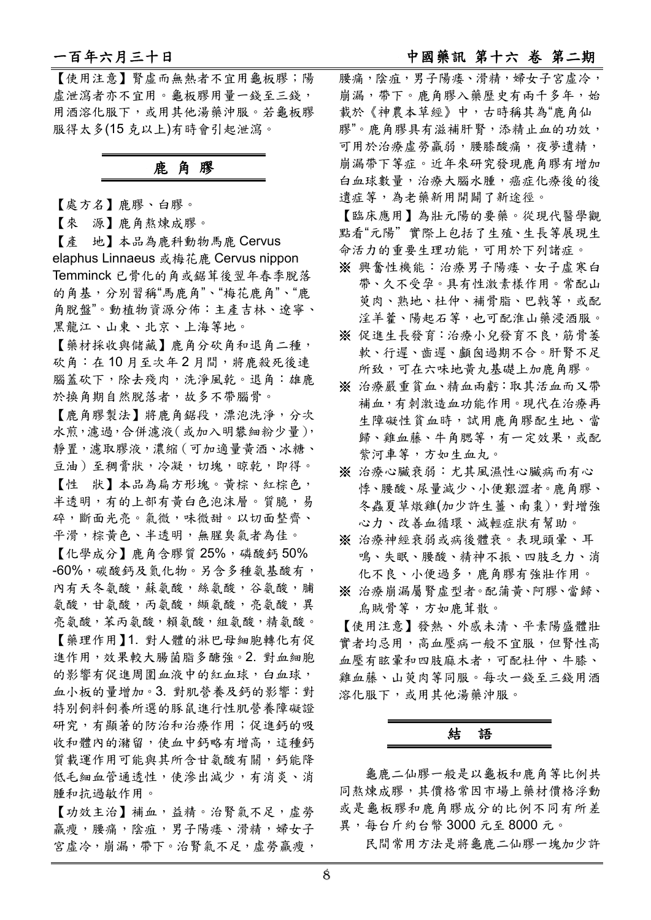【使用注意】腎虛而無熱者不宜用龜板膠；陽虛泄瀉者亦不宜用。龜板膠用量一錢至三錢，用酒溶化服下，或用其他湯藥沖服。若龜板膠服得太多(15 克以上)有時會引起泄瀉。

## 鹿 角 膠

【處方名】鹿膠、白膠。

【來　源】鹿角熬煉成膠。

【產　地】本品為鹿科動物馬鹿 Cervus elaphus Linnaeus 或梅花鹿 Cervus nippon Temminck 已骨化的角或鋸茸後翌年春季脫落的角基，分別習稱"馬鹿角"、"梅花鹿角"、"鹿角脫盤"。動植物資源分佈：主產吉林、遼寧、黑龍江、山東、北京、上海等地。

【藥材採收與儲藏】鹿角分砍角和退角二種，砍角：在 10 月至次年 2 月間，將鹿殺死後連腦蓋砍下，除去殘肉，洗淨風乾。退角：雄鹿於換角期自然脫落者，故多不帶腦骨。

【鹿角膠製法】將鹿角鋸段，漂泡洗淨，分次水煎，濾過，合併濾液(或加入明礬細粉少量)，靜置，濾取膠液，濃縮(可加適量黃酒、冰糖、豆油)至稠膏狀，冷凝，切塊，晾乾，即得。

【性　狀】本品為扁方形塊。黃棕、紅棕色，半透明，有的上部有黃白色泡沫層。質脆，易碎，斷面光亮。氣微，味微甜。以切面整齊、平滑，棕黃色、半透明，無腥臭氣者為佳。

【化學成分】鹿角含膠質 25%，磷酸鈣 50%-60%，碳酸鈣及氮化物。另含多種氨基酸有，內有天冬氨酸，蘇氨酸，絲氨酸，谷氨酸，脯氨酸，甘氨酸，丙氨酸，纈氨酸，亮氨酸，異亮氨酸，苯丙氨酸，賴氨酸，組氨酸，精氨酸。

【藥理作用】1. 對人體的淋巴母細胞轉化有促進作用，效果較大腸菌脂多醣強。2. 對血細胞的影響有促進周圍血液中的紅血球，白血球，血小板的量增加。3. 對肌營養及鈣的影響：對特別飼料飼養所選的豚鼠進行性肌營養障礙證研究，有顯著的防治和治療作用；促進鈣的吸收和體內的瀦留，使血中鈣略有增高，這種鈣質載運作用可能與其所含甘氨酸有關，鈣能降低毛細血管通透性，使滲出減少，有消炎、消腫和抗過敏作用。

【功效主治】補血，益精。治腎氣不足，虛勞羸瘦，腰痛，陰疽，男子陽痿、滑精，婦女子宮虛冷，崩漏，帶下。治腎氣不足，虛勞羸瘦，腰痛，陰疽，男子陽痿、滑精，婦女子宮虛冷，崩漏，帶下。鹿角膠入藥歷史有兩千多年，始載於《神農本草經》中，古時稱其為"鹿角仙膠"。鹿角膠具有滋補肝腎，添精止血的功效，可用於治療虛勞羸弱，腰膝酸痛，夜夢遺精，崩漏帶下等症。近年來研究發現鹿角膠有增加白血球數量，治療大腦水腫，癌症化療後的後遺症等，為老藥新用開闢了新途徑。

【臨床應用】為壯元陽的要藥。從現代醫學觀點看"元陽" 實際上包括了生殖、生長等展現生命活力的重要生理功能，可用於下列諸症。

※ 興奮性機能：治療男子陽痿、女子虛寒白帶、久不受孕。具有性激素樣作用。常配山萸肉、熟地、杜仲、補骨脂、巴戟等，或配淫羊藿、陽起石等，也可配淮山藥浸酒服。

※ 促進生長發育：治療小兒發育不良，筋骨萎軟、行遲、齒遲、顱囟過期不合。肝腎不足所致，可在六味地黃丸基礎上加鹿角膠。

※ 治療嚴重貧血、精血兩虧：取其活血而又帶補血，有刺激造血功能作用。現代在治療再生障礙性貧血時，試用鹿角膠配生地、當歸、雞血藤、牛角腮等，有一定效果，或配紫河車等，方如生血丸。

※ 治療心臟衰弱：尤其風濕性心臟病而有心悸、腰酸、尿量減少、小便艱澀者。鹿角膠、冬蟲夏草燉雞(加少許生薑、南棗)，對增強心力、改善血循環、減輕症狀有幫助。

※ 治療神經衰弱或病後體衰。表現頭暈、耳鳴、失眠、腰酸、精神不振、四肢乏力、消化不良、小便過多，鹿角膠有強壯作用。

※ 治療崩漏屬腎虛型者。配蒲黃、阿膠、當歸、烏賊骨等，方如鹿茸散。

【使用注意】發熱、外感未清、平素陽盛體壯實者均忌用，高血壓病一般不宜服，但腎性高血壓有眩暈和四肢麻木者，可配杜仲、牛膝、雞血藤、山萸肉等同服。每次一錢至三錢用酒溶化服下，或用其他湯藥沖服。

## 結　語

龜鹿二仙膠一般是以龜板和鹿角等比例共同熬煉成膠，其價格常因市場上藥材價格浮動或是龜板膠和鹿角膠成分的比例不同有所差異，每台斤約台幣 3000 元至 8000 元。

民間常用方法是將龜鹿二仙膠一塊加少許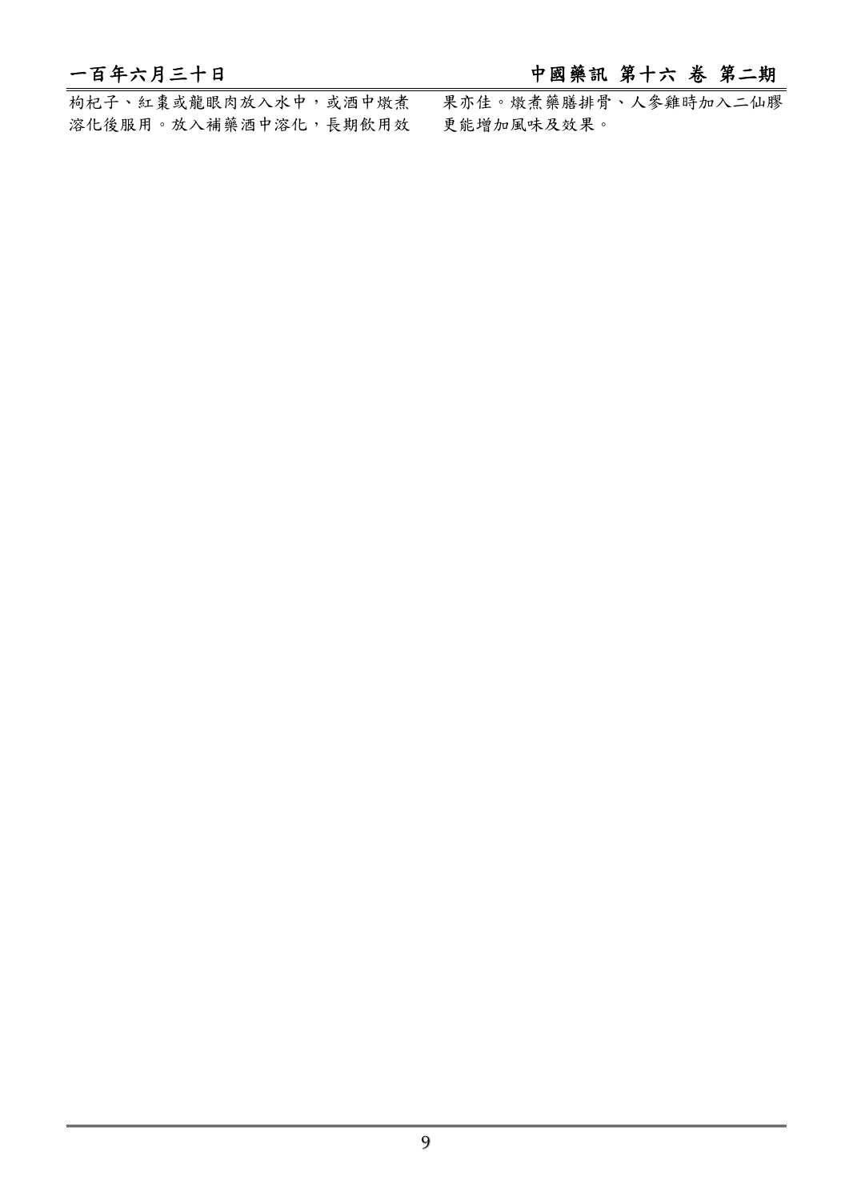枸杞子、紅棗或龍眼肉放入水中，或酒中燉煮溶化後服用。放入補藥酒中溶化，長期飲用效果亦佳。燉煮藥膳排骨、人參雞時加入二仙膠更能增加風味及效果。